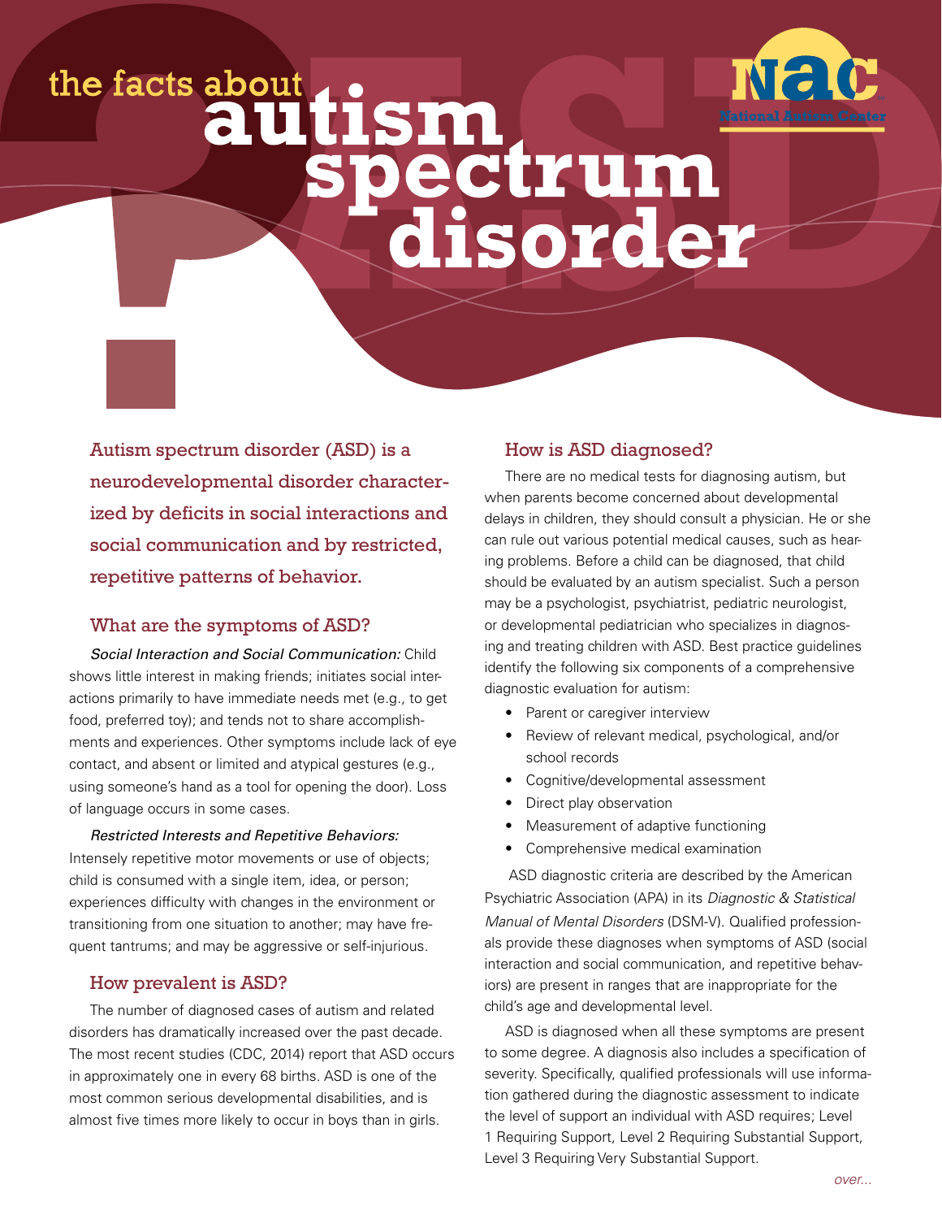# the facts about autism spectrum disorder

National Autism Center

**Autism spectrum disorder (ASD) is a neurodevelopmental disorder characterized by deficits in social interactions and social communication and by restricted, repetitive patterns of behavior.**

## What are the symptoms of ASD?

*Social Interaction and Social Communication:* Child shows little interest in making friends; initiates social interactions primarily to have immediate needs met (e.g., to get food, preferred toy); and tends not to share accomplishments and experiences. Other symptoms include lack of eye contact, and absent or limited and atypical gestures (e.g., using someone's hand as a tool for opening the door). Loss of language occurs in some cases.

*Restricted Interests and Repetitive Behaviors:* Intensely repetitive motor movements or use of objects; child is consumed with a single item, idea, or person; experiences difficulty with changes in the environment or transitioning from one situation to another; may have frequent tantrums; and may be aggressive or self-injurious.

## How prevalent is ASD?

The number of diagnosed cases of autism and related disorders has dramatically increased over the past decade. The most recent studies (CDC, 2014) report that ASD occurs in approximately one in every 68 births. ASD is one of the most common serious developmental disabilities, and is almost five times more likely to occur in boys than in girls.

## How is ASD diagnosed?

There are no medical tests for diagnosing autism, but when parents become concerned about developmental delays in children, they should consult a physician. He or she can rule out various potential medical causes, such as hearing problems. Before a child can be diagnosed, that child should be evaluated by an autism specialist. Such a person may be a psychologist, psychiatrist, pediatric neurologist, or developmental pediatrician who specializes in diagnosing and treating children with ASD. Best practice guidelines identify the following six components of a comprehensive diagnostic evaluation for autism:

- Parent or caregiver interview
- Review of relevant medical, psychological, and/or school records
- Cognitive/developmental assessment
- Direct play observation
- Measurement of adaptive functioning
- Comprehensive medical examination

ASD diagnostic criteria are described by the American Psychiatric Association (APA) in its *Diagnostic & Statistical Manual of Mental Disorders* (DSM-V). Qualified professionals provide these diagnoses when symptoms of ASD (social interaction and social communication, and repetitive behaviors) are present in ranges that are inappropriate for the child's age and developmental level.

ASD is diagnosed when all these symptoms are present to some degree. A diagnosis also includes a specification of severity. Specifically, qualified professionals will use information gathered during the diagnostic assessment to indicate the level of support an individual with ASD requires; Level 1 Requiring Support, Level 2 Requiring Substantial Support, Level 3 Requiring Very Substantial Support.

*over...*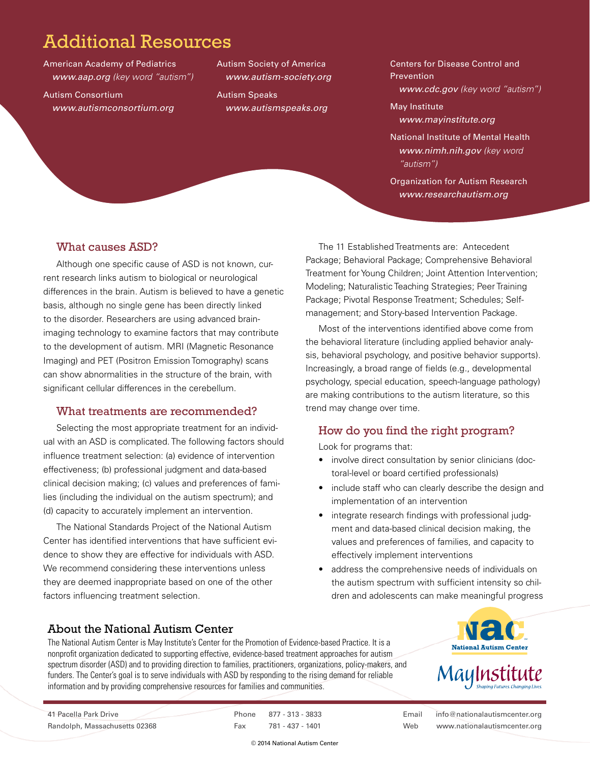# Additional Resources

American Academy of Pediatrics
*www.aap.org (key word "autism")*

Autism Consortium
*www.autismconsortium.org*

Autism Society of America
*www.autism-society.org*

Autism Speaks
*www.autismspeaks.org*

Centers for Disease Control and Prevention
*www.cdc.gov (key word "autism")*

May Institute
*www.mayinstitute.org*

National Institute of Mental Health
*www.nimh.nih.gov (key word "autism")*

Organization for Autism Research
*www.researchautism.org*

## What causes ASD?

Although one specific cause of ASD is not known, current research links autism to biological or neurological differences in the brain. Autism is believed to have a genetic basis, although no single gene has been directly linked to the disorder. Researchers are using advanced brain-imaging technology to examine factors that may contribute to the development of autism. MRI (Magnetic Resonance Imaging) and PET (Positron Emission Tomography) scans can show abnormalities in the structure of the brain, with significant cellular differences in the cerebellum.

## What treatments are recommended?

Selecting the most appropriate treatment for an individual with an ASD is complicated. The following factors should influence treatment selection: (a) evidence of intervention effectiveness; (b) professional judgment and data-based clinical decision making; (c) values and preferences of families (including the individual on the autism spectrum); and (d) capacity to accurately implement an intervention.

The National Standards Project of the National Autism Center has identified interventions that have sufficient evidence to show they are effective for individuals with ASD. We recommend considering these interventions unless they are deemed inappropriate based on one of the other factors influencing treatment selection.

The 11 Established Treatments are: Antecedent Package; Behavioral Package; Comprehensive Behavioral Treatment for Young Children; Joint Attention Intervention; Modeling; Naturalistic Teaching Strategies; Peer Training Package; Pivotal Response Treatment; Schedules; Self-management; and Story-based Intervention Package.

Most of the interventions identified above come from the behavioral literature (including applied behavior analysis, behavioral psychology, and positive behavior supports). Increasingly, a broad range of fields (e.g., developmental psychology, special education, speech-language pathology) are making contributions to the autism literature, so this trend may change over time.

## How do you find the right program?

Look for programs that:

- involve direct consultation by senior clinicians (doctoral-level or board certified professionals)
- include staff who can clearly describe the design and implementation of an intervention
- integrate research findings with professional judgment and data-based clinical decision making, the values and preferences of families, and capacity to effectively implement interventions
- address the comprehensive needs of individuals on the autism spectrum with sufficient intensity so children and adolescents can make meaningful progress

## About the National Autism Center

The National Autism Center is May Institute's Center for the Promotion of Evidence-based Practice. It is a nonprofit organization dedicated to supporting effective, evidence-based treatment approaches for autism spectrum disorder (ASD) and to providing direction to families, practitioners, organizations, policy-makers, and funders. The Center's goal is to serve individuals with ASD by responding to the rising demand for reliable information and by providing comprehensive resources for families and communities.

NAC National Autism Center

May Institute — Shaping Futures. Changing Lives.

41 Pacella Park Drive
Randolph, Massachusetts 02368

Phone 877 - 313 - 3833
Fax 781 - 437 - 1401

Email info@nationalautismcenter.org
Web www.nationalautismcenter.org

© 2014 National Autism Center